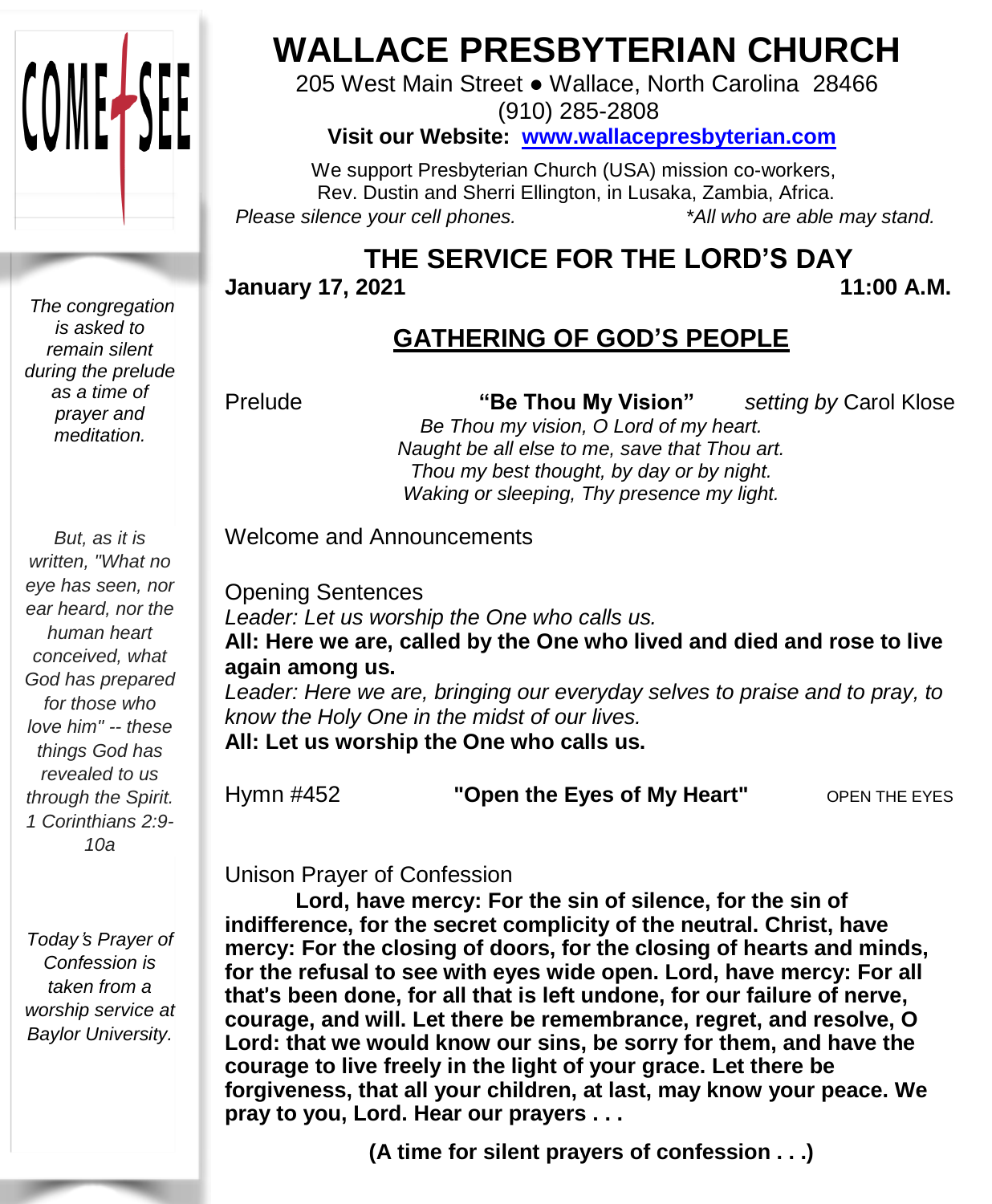COME SEE

# WALLACE PRESBYTERIAN CHURCH

205 West Main Street • Wallace, North Carolina 28466
(910) 285-2808

**Visit our Website: www.wallacepresbyterian.com**

We support Presbyterian Church (USA) mission co-workers, Rev. Dustin and Sherri Ellington, in Lusaka, Zambia, Africa.

*Please silence your cell phones.* *\*All who are able may stand.*

## THE SERVICE FOR THE LORD'S DAY

**January 17, 2021** **11:00 A.M.**

## GATHERING OF GOD'S PEOPLE

*The congregation is asked to remain silent during the prelude as a time of prayer and meditation.*

Prelude **"Be Thou My Vision"** *setting by* Carol Klose

*Be Thou my vision, O Lord of my heart.*
*Naught be all else to me, save that Thou art.*
*Thou my best thought, by day or by night.*
*Waking or sleeping, Thy presence my light.*

*But, as it is written, "What no eye has seen, nor ear heard, nor the human heart conceived, what God has prepared for those who love him" -- these things God has revealed to us through the Spirit. 1 Corinthians 2:9-10a*

Welcome and Announcements

Opening Sentences

*Leader: Let us worship the One who calls us.*

**All: Here we are, called by the One who lived and died and rose to live again among us.**

*Leader: Here we are, bringing our everyday selves to praise and to pray, to know the Holy One in the midst of our lives.*

**All: Let us worship the One who calls us.**

Hymn #452 **"Open the Eyes of My Heart"** OPEN THE EYES

*Today's Prayer of Confession is taken from a worship service at Baylor University.*

Unison Prayer of Confession

**Lord, have mercy: For the sin of silence, for the sin of indifference, for the secret complicity of the neutral. Christ, have mercy: For the closing of doors, for the closing of hearts and minds, for the refusal to see with eyes wide open. Lord, have mercy: For all that's been done, for all that is left undone, for our failure of nerve, courage, and will. Let there be remembrance, regret, and resolve, O Lord: that we would know our sins, be sorry for them, and have the courage to live freely in the light of your grace. Let there be forgiveness, that all your children, at last, may know your peace. We pray to you, Lord. Hear our prayers . . .**

**(A time for silent prayers of confession . . .)**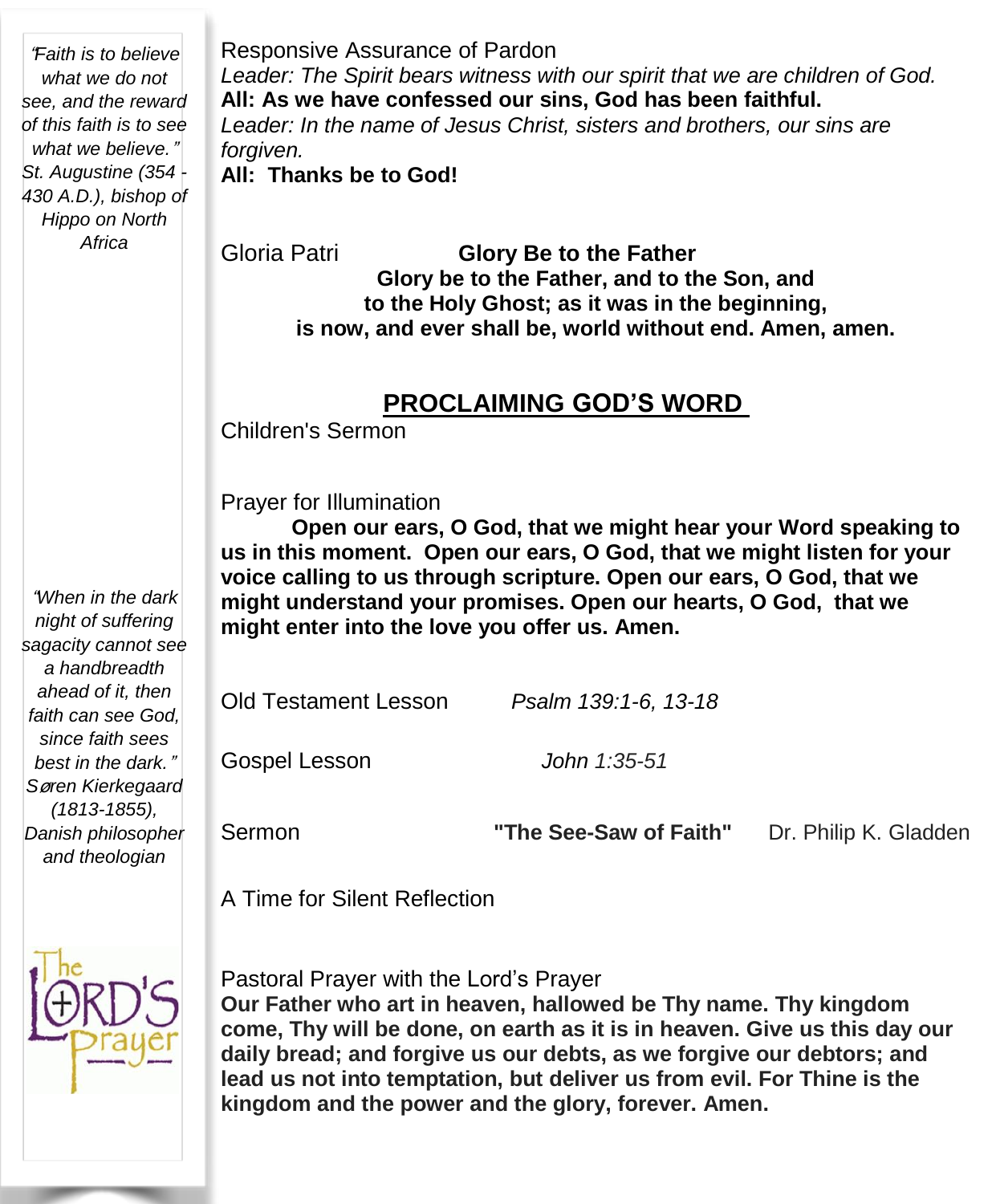*"Faith is to believe what we do not see, and the reward of this faith is to see what we believe." St. Augustine (354 - 430 A.D.), bishop of Hippo on North Africa*

*"When in the dark night of suffering sagacity cannot see a handbreadth ahead of it, then faith can see God, since faith sees best in the dark." Søren Kierkegaard (1813-1855), Danish philosopher and theologian*

The Lord's Prayer

Responsive Assurance of Pardon

*Leader: The Spirit bears witness with our spirit that we are children of God.*

**All: As we have confessed our sins, God has been faithful.**

*Leader: In the name of Jesus Christ, sisters and brothers, our sins are forgiven.*

**All: Thanks be to God!**

Gloria Patri **Glory Be to the Father**

**Glory be to the Father, and to the Son, and to the Holy Ghost; as it was in the beginning, is now, and ever shall be, world without end. Amen, amen.**

## PROCLAIMING GOD'S WORD

Children's Sermon

Prayer for Illumination

**Open our ears, O God, that we might hear your Word speaking to us in this moment. Open our ears, O God, that we might listen for your voice calling to us through scripture. Open our ears, O God, that we might understand your promises. Open our hearts, O God, that we might enter into the love you offer us. Amen.**

Old Testament Lesson *Psalm 139:1-6, 13-18*

Gospel Lesson *John 1:35-51*

Sermon **"The See-Saw of Faith"** Dr. Philip K. Gladden

A Time for Silent Reflection

Pastoral Prayer with the Lord's Prayer

**Our Father who art in heaven, hallowed be Thy name. Thy kingdom come, Thy will be done, on earth as it is in heaven. Give us this day our daily bread; and forgive us our debts, as we forgive our debtors; and lead us not into temptation, but deliver us from evil. For Thine is the kingdom and the power and the glory, forever. Amen.**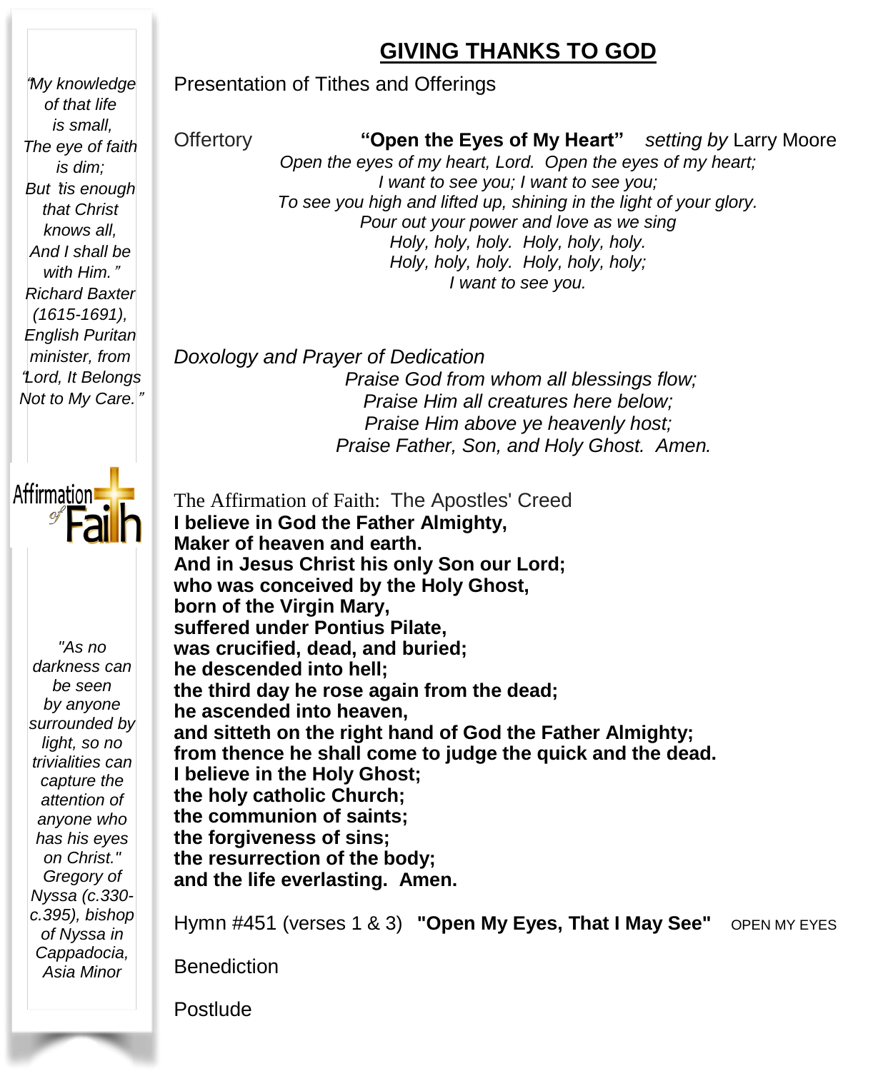# GIVING THANKS TO GOD

Presentation of Tithes and Offerings

Offertory **"Open the Eyes of My Heart"** *setting by* Larry Moore

*Open the eyes of my heart, Lord. Open the eyes of my heart;*
*I want to see you; I want to see you;*
*To see you high and lifted up, shining in the light of your glory.*
*Pour out your power and love as we sing*
*Holy, holy, holy. Holy, holy, holy.*
*Holy, holy, holy. Holy, holy, holy;*
*I want to see you.*

*Doxology and Prayer of Dedication*

*Praise God from whom all blessings flow;*
*Praise Him all creatures here below;*
*Praise Him above ye heavenly host;*
*Praise Father, Son, and Holy Ghost. Amen.*

The Affirmation of Faith: The Apostles' Creed

**I believe in God the Father Almighty,**
**Maker of heaven and earth.**
**And in Jesus Christ his only Son our Lord;**
**who was conceived by the Holy Ghost,**
**born of the Virgin Mary,**
**suffered under Pontius Pilate,**
**was crucified, dead, and buried;**
**he descended into hell;**
**the third day he rose again from the dead;**
**he ascended into heaven,**
**and sitteth on the right hand of God the Father Almighty;**
**from thence he shall come to judge the quick and the dead.**
**I believe in the Holy Ghost;**
**the holy catholic Church;**
**the communion of saints;**
**the forgiveness of sins;**
**the resurrection of the body;**
**and the life everlasting. Amen.**

Hymn #451 (verses 1 & 3) **"Open My Eyes, That I May See"** OPEN MY EYES

Benediction

Postlude

---

*"My knowledge of that life is small, The eye of faith is dim; But 'tis enough that Christ knows all, And I shall be with Him." Richard Baxter (1615-1691), English Puritan minister, from "Lord, It Belongs Not to My Care."*

Affirmation of Faith

*"As no darkness can be seen by anyone surrounded by light, so no trivialities can capture the attention of anyone who has his eyes on Christ." Gregory of Nyssa (c.330-c.395), bishop of Nyssa in Cappadocia, Asia Minor*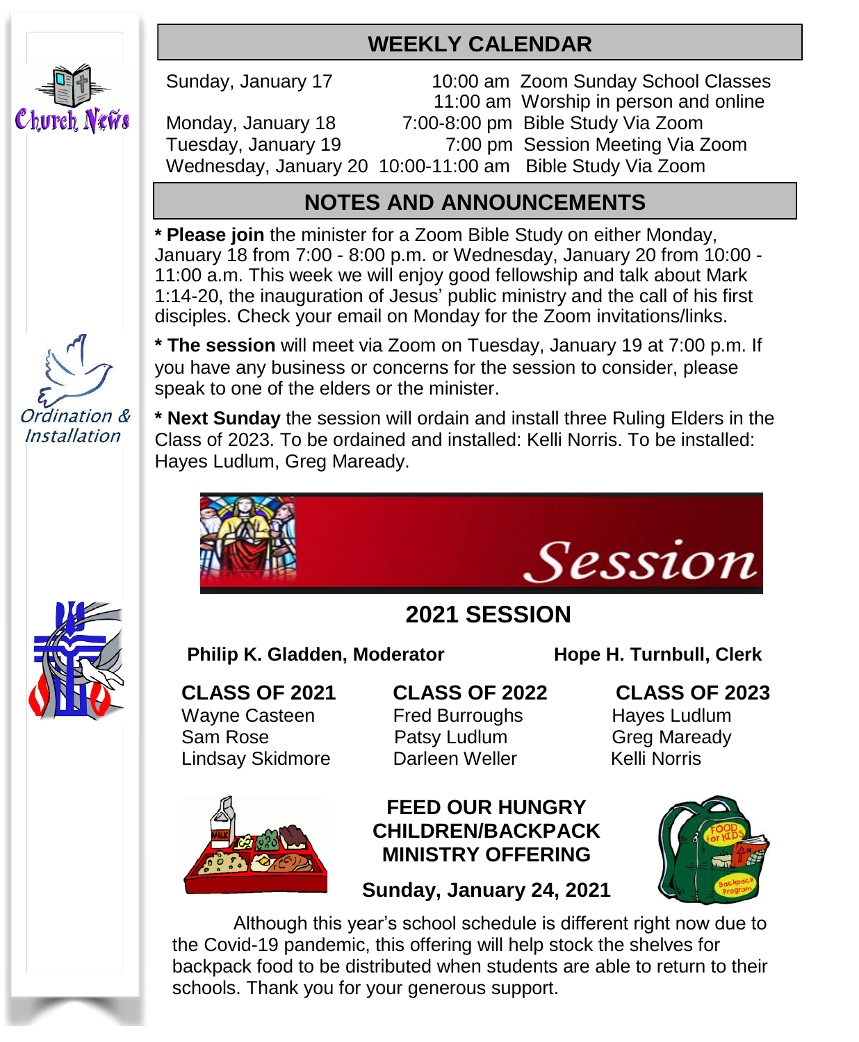Church News

## WEEKLY CALENDAR

| | | |
|---|---|---|
| Sunday, January 17 | 10:00 am | Zoom Sunday School Classes |
| | 11:00 am | Worship in person and online |
| Monday, January 18 | 7:00-8:00 pm | Bible Study Via Zoom |
| Tuesday, January 19 | 7:00 pm | Session Meeting Via Zoom |
| Wednesday, January 20 | 10:00-11:00 am | Bible Study Via Zoom |

## NOTES AND ANNOUNCEMENTS

* **Please join** the minister for a Zoom Bible Study on either Monday, January 18 from 7:00 - 8:00 p.m. or Wednesday, January 20 from 10:00 - 11:00 a.m. This week we will enjoy good fellowship and talk about Mark 1:14-20, the inauguration of Jesus' public ministry and the call of his first disciples. Check your email on Monday for the Zoom invitations/links.

* **The session** will meet via Zoom on Tuesday, January 19 at 7:00 p.m. If you have any business or concerns for the session to consider, please speak to one of the elders or the minister.

*Ordination & Installation*

* **Next Sunday** the session will ordain and install three Ruling Elders in the Class of 2023. To be ordained and installed: Kelli Norris. To be installed: Hayes Ludlum, Greg Maready.

Session

## 2021 SESSION

**Philip K. Gladden, Moderator** **Hope H. Turnbull, Clerk**

| CLASS OF 2021 | CLASS OF 2022 | CLASS OF 2023 |
|---|---|---|
| Wayne Casteen | Fred Burroughs | Hayes Ludlum |
| Sam Rose | Patsy Ludlum | Greg Maready |
| Lindsay Skidmore | Darleen Weller | Kelli Norris |

### FEED OUR HUNGRY CHILDREN/BACKPACK MINISTRY OFFERING

**Sunday, January 24, 2021**

Although this year's school schedule is different right now due to the Covid-19 pandemic, this offering will help stock the shelves for backpack food to be distributed when students are able to return to their schools. Thank you for your generous support.